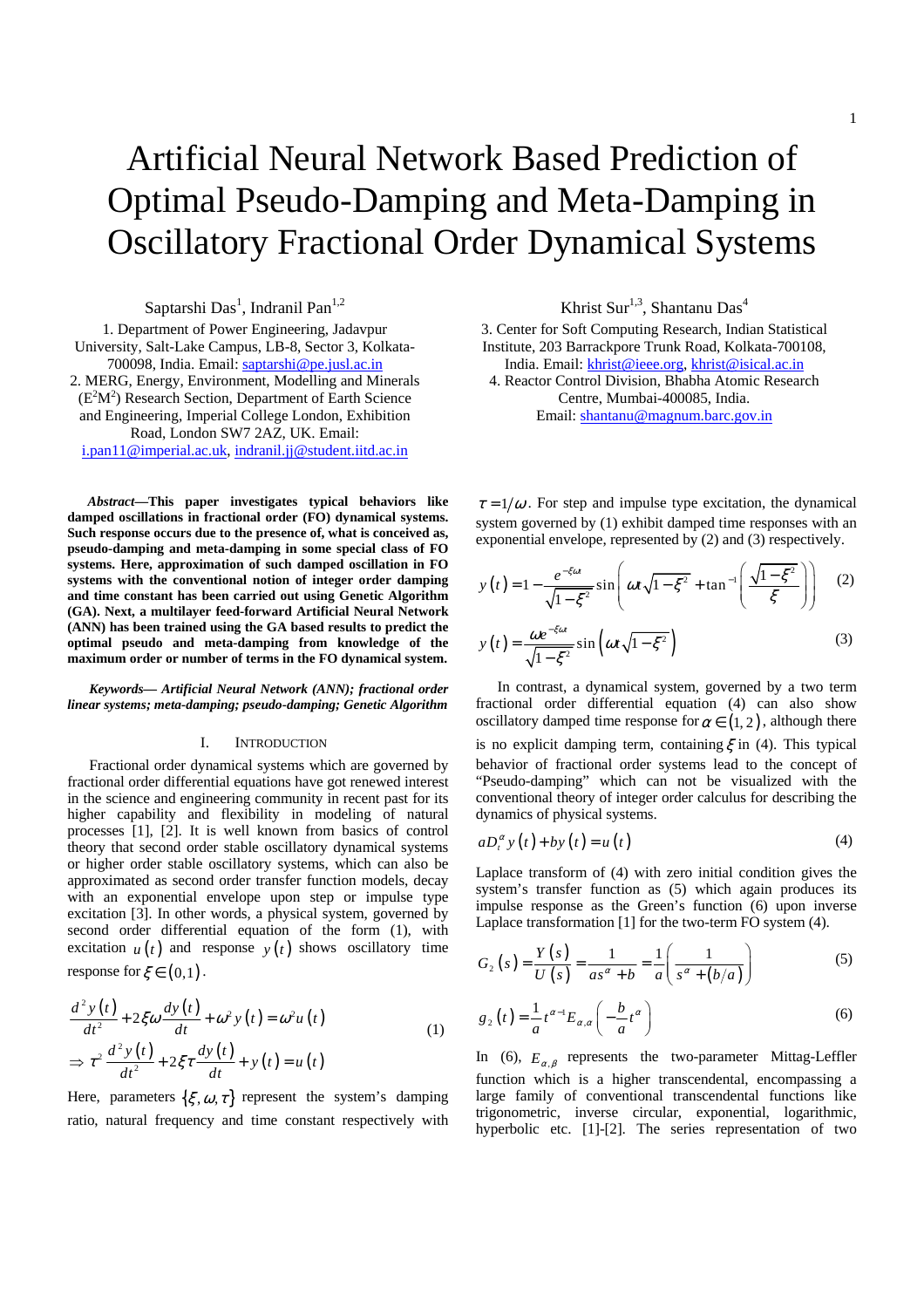# Artificial Neural Network Based Prediction of Optimal Pseudo-Damping and Meta-Damping in Oscillatory Fractional Order Dynamical Systems

Saptarshi Das[1], Indranil Pan[1,2]

1. Department of Power Engineering, Jadavpur University, Salt-Lake Campus, LB-8, Sector 3, Kolkata-700098, India. Email: saptarshi@pe.jusl.ac.in
2. MERG, Energy, Environment, Modelling and Minerals ($E^2M^2$) Research Section, Department of Earth Science and Engineering, Imperial College London, Exhibition Road, London SW7 2AZ, UK. Email: i.pan11@imperial.ac.uk, indranil.jj@student.iitd.ac.in

Khrist Sur[1,3], Shantanu Das[4]

3. Center for Soft Computing Research, Indian Statistical Institute, 203 Barrackpore Trunk Road, Kolkata-700108, India. Email: khrist@ieee.org, khrist@isical.ac.in
4. Reactor Control Division, Bhabha Atomic Research Centre, Mumbai-400085, India. Email: shantanu@magnum.barc.gov.in

***Abstract*—This paper investigates typical behaviors like damped oscillations in fractional order (FO) dynamical systems. Such response occurs due to the presence of, what is conceived as, pseudo-damping and meta-damping in some special class of FO systems. Here, approximation of such damped oscillation in FO systems with the conventional notion of integer order damping and time constant has been carried out using Genetic Algorithm (GA). Next, a multilayer feed-forward Artificial Neural Network (ANN) has been trained using the GA based results to predict the optimal pseudo and meta-damping from knowledge of the maximum order or number of terms in the FO dynamical system.**

***Keywords*— *Artificial Neural Network (ANN); fractional order linear systems; meta-damping; pseudo-damping; Genetic Algorithm***

## I. INTRODUCTION

Fractional order dynamical systems which are governed by fractional order differential equations have got renewed interest in the science and engineering community in recent past for its higher capability and flexibility in modeling of natural processes [1], [2]. It is well known from basics of control theory that second order stable oscillatory dynamical systems or higher order stable oscillatory systems, which can also be approximated as second order transfer function models, decay with an exponential envelope upon step or impulse type excitation [3]. In other words, a physical system, governed by second order differential equation of the form (1), with excitation $u(t)$ and response $y(t)$ shows oscillatory time response for $\xi \in (0,1)$.

$$\frac{d^2 y(t)}{dt^2} + 2\xi\omega \frac{dy(t)}{dt} + \omega^2 y(t) = \omega^2 u(t)$$
$$\Rightarrow \tau^2 \frac{d^2 y(t)}{dt^2} + 2\xi\tau \frac{dy(t)}{dt} + y(t) = u(t) \tag{1}$$

Here, parameters $\{\xi, \omega, \tau\}$ represent the system's damping ratio, natural frequency and time constant respectively with $\tau = 1/\omega$. For step and impulse type excitation, the dynamical system governed by (1) exhibit damped time responses with an exponential envelope, represented by (2) and (3) respectively.

$$y(t) = 1 - \frac{e^{-\xi\omega t}}{\sqrt{1-\xi^2}} \sin\left(\omega t\sqrt{1-\xi^2} + \tan^{-1}\left(\frac{\sqrt{1-\xi^2}}{\xi}\right)\right) \tag{2}$$

$$y(t) = \frac{\omega e^{-\xi\omega t}}{\sqrt{1-\xi^2}} \sin\left(\omega t\sqrt{1-\xi^2}\right) \tag{3}$$

In contrast, a dynamical system, governed by a two term fractional order differential equation (4) can also show oscillatory damped time response for $\alpha \in (1,2)$, although there is no explicit damping term, containing $\xi$ in (4). This typical behavior of fractional order systems lead to the concept of "Pseudo-damping" which can not be visualized with the conventional theory of integer order calculus for describing the dynamics of physical systems.

$$aD_t^\alpha y(t) + by(t) = u(t) \tag{4}$$

Laplace transform of (4) with zero initial condition gives the system's transfer function as (5) which again produces its impulse response as the Green's function (6) upon inverse Laplace transformation [1] for the two-term FO system (4).

$$G_2(s) = \frac{Y(s)}{U(s)} = \frac{1}{as^\alpha + b} = \frac{1}{a}\left(\frac{1}{s^\alpha + (b/a)}\right) \tag{5}$$

$$g_2(t) = \frac{1}{a} t^{\alpha-1} E_{\alpha,\alpha}\left(-\frac{b}{a} t^\alpha\right) \tag{6}$$

In (6), $E_{\alpha,\beta}$ represents the two-parameter Mittag-Leffler function which is a higher transcendental, encompassing a large family of conventional transcendental functions like trigonometric, inverse circular, exponential, logarithmic, hyperbolic etc. [1]-[2]. The series representation of two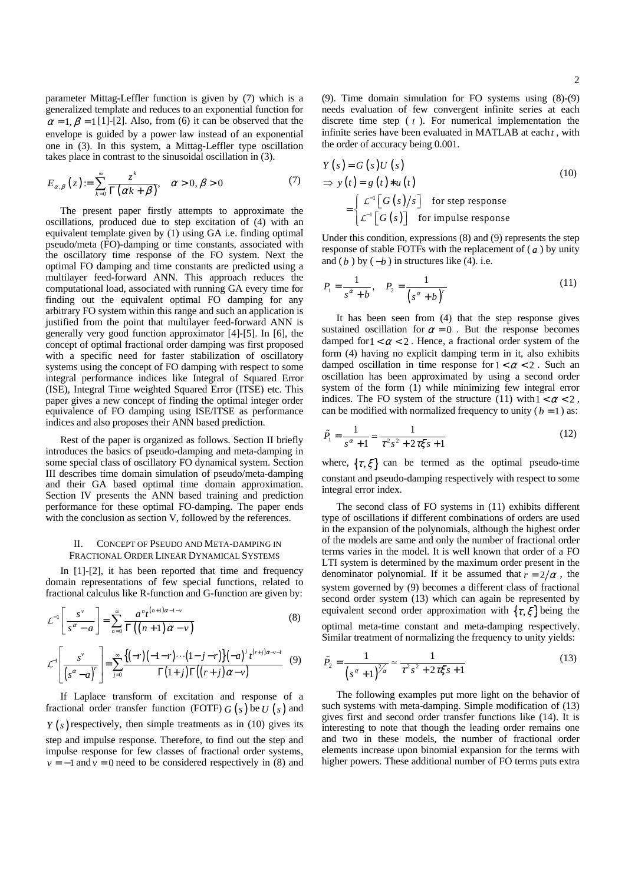parameter Mittag-Leffler function is given by (7) which is a generalized template and reduces to an exponential function for $\alpha = 1, \beta = 1$ [1]-[2]. Also, from (6) it can be observed that the envelope is guided by a power law instead of an exponential one in (3). In this system, a Mittag-Leffler type oscillation takes place in contrast to the sinusoidal oscillation in (3).

$$E_{\alpha,\beta}(z) := \sum_{k=0}^{\infty} \frac{z^k}{\Gamma(\alpha k + \beta)}, \quad \alpha > 0, \beta > 0 \tag{7}$$

The present paper firstly attempts to approximate the oscillations, produced due to step excitation of (4) with an equivalent template given by (1) using GA i.e. finding optimal pseudo/meta (FO)-damping or time constants, associated with the oscillatory time response of the FO system. Next the optimal FO damping and time constants are predicted using a multilayer feed-forward ANN. This approach reduces the computational load, associated with running GA every time for finding out the equivalent optimal FO damping for any arbitrary FO system within this range and such an application is justified from the point that multilayer feed-forward ANN is generally very good function approximator [4]-[5]. In [6], the concept of optimal fractional order damping was first proposed with a specific need for faster stabilization of oscillatory systems using the concept of FO damping with respect to some integral performance indices like Integral of Squared Error (ISE), Integral Time weighted Squared Error (ITSE) etc. This paper gives a new concept of finding the optimal integer order equivalence of FO damping using ISE/ITSE as performance indices and also proposes their ANN based prediction.

Rest of the paper is organized as follows. Section II briefly introduces the basics of pseudo-damping and meta-damping in some special class of oscillatory FO dynamical system. Section III describes time domain simulation of pseudo/meta-damping and their GA based optimal time domain approximation. Section IV presents the ANN based training and prediction performance for these optimal FO-damping. The paper ends with the conclusion as section V, followed by the references.

## II. Concept of Pseudo and Meta-damping in Fractional Order Linear Dynamical Systems

In [1]-[2], it has been reported that time and frequency domain representations of few special functions, related to fractional calculus like R-function and G-function are given by:

$$\mathcal{L}^{-1}\left[\frac{s^{\nu}}{s^{\alpha} - a}\right] = \sum_{n=0}^{\infty} \frac{a^n t^{(n+1)\alpha - 1 - \nu}}{\Gamma((n+1)\alpha - \nu)} \tag{8}$$

$$\mathcal{L}^{-1}\left[\frac{s^{\nu}}{(s^{\alpha} - a)^r}\right] = \sum_{j=0}^{\infty} \frac{\{(-r)(-1-r)\cdots(1-j-r)\}(-a)^j t^{(r+j)\alpha - \nu - 1}}{\Gamma(1+j)\Gamma((r+j)\alpha - \nu)} \tag{9}$$

If Laplace transform of excitation and response of a fractional order transfer function (FOTF) $G(s)$ be $U(s)$ and $Y(s)$ respectively, then simple treatments as in (10) gives its step and impulse response. Therefore, to find out the step and impulse response for few classes of fractional order systems, $\nu = -1$ and $\nu = 0$ need to be considered respectively in (8) and (9). Time domain simulation for FO systems using (8)-(9) needs evaluation of few convergent infinite series at each discrete time step ( $t$ ). For numerical implementation the infinite series have been evaluated in MATLAB at each $t$, with the order of accuracy being 0.001.

$$\begin{aligned} Y(s) &= G(s)U(s) \\ \Rightarrow y(t) &= g(t) * u(t) \\ &= \begin{cases} \mathcal{L}^{-1}[G(s)/s] & \text{for step response} \\ \mathcal{L}^{-1}[G(s)] & \text{for impulse response} \end{cases} \end{aligned} \tag{10}$$

Under this condition, expressions (8) and (9) represents the step response of stable FOTFs with the replacement of ( $a$ ) by unity and ( $b$ ) by ( $-b$ ) in structures like (4). i.e.

$$P_1 = \frac{1}{s^{\alpha} + b}, \quad P_2 = \frac{1}{(s^{\alpha} + b)^r} \tag{11}$$

It has been seen from (4) that the step response gives sustained oscillation for $\alpha = 0$. But the response becomes damped for $1 < \alpha < 2$. Hence, a fractional order system of the form (4) having no explicit damping term in it, also exhibits damped oscillation in time response for $1 < \alpha < 2$. Such an oscillation has been approximated by using a second order system of the form (1) while minimizing few integral error indices. The FO system of the structure (11) with $1 < \alpha < 2$, can be modified with normalized frequency to unity ( $b = 1$ ) as:

$$\tilde{P}_1 = \frac{1}{s^{\alpha} + 1} \simeq \frac{1}{\tau^2 s^2 + 2\tau\xi s + 1} \tag{12}$$

where, $\{\tau, \xi\}$ can be termed as the optimal pseudo-time constant and pseudo-damping respectively with respect to some integral error index.

The second class of FO systems in (11) exhibits different type of oscillations if different combinations of orders are used in the expansion of the polynomials, although the highest order of the models are same and only the number of fractional order terms varies in the model. It is well known that order of a FO LTI system is determined by the maximum order present in the denominator polynomial. If it be assumed that $r = 2/\alpha$, the system governed by (9) becomes a different class of fractional second order system (13) which can again be represented by equivalent second order approximation with $\{\tau, \xi\}$ being the optimal meta-time constant and meta-damping respectively. Similar treatment of normalizing the frequency to unity yields:

$$\tilde{P}_2 = \frac{1}{(s^{\alpha} + 1)^{2/\alpha}} \simeq \frac{1}{\tau^2 s^2 + 2\tau\xi s + 1} \tag{13}$$

The following examples put more light on the behavior of such systems with meta-damping. Simple modification of (13) gives first and second order transfer functions like (14). It is interesting to note that though the leading order remains one and two in these models, the number of fractional order elements increase upon binomial expansion for the terms with higher powers. These additional number of FO terms puts extra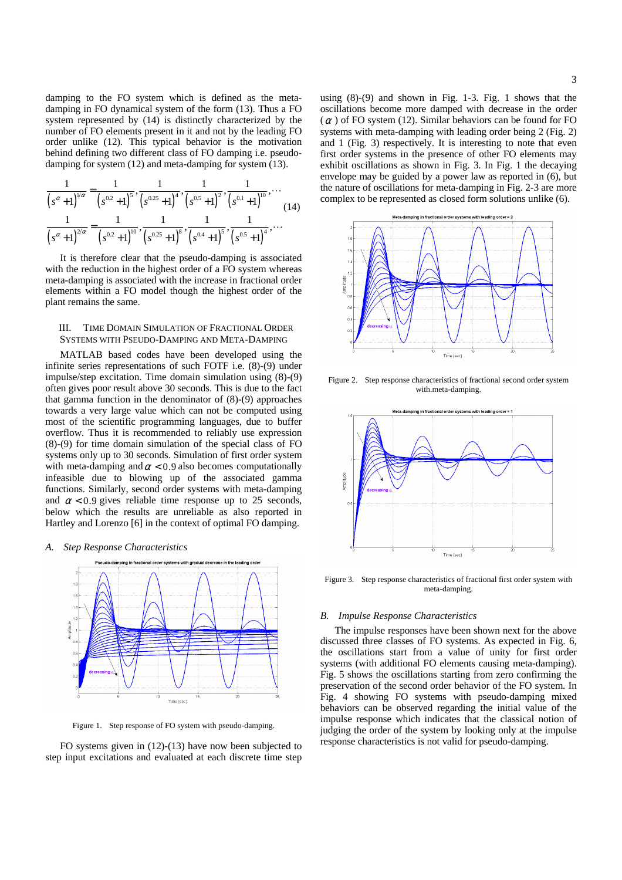damping to the FO system which is defined as the meta-damping in FO dynamical system of the form (13). Thus a FO system represented by (14) is distinctly characterized by the number of FO elements present in it and not by the leading FO order unlike (12). This typical behavior is the motivation behind defining two different class of FO damping i.e. pseudo-damping for system (12) and meta-damping for system (13).

$$
\begin{aligned}
\frac{1}{\left(s^{\alpha}+1\right)^{1/\alpha}} &= \frac{1}{\left(s^{0.2}+1\right)^{5}}, \frac{1}{\left(s^{0.25}+1\right)^{4}}, \frac{1}{\left(s^{0.5}+1\right)^{2}}, \frac{1}{\left(s^{0.1}+1\right)^{10}}, \ldots \\
\frac{1}{\left(s^{\alpha}+1\right)^{2/\alpha}} &= \frac{1}{\left(s^{0.2}+1\right)^{10}}, \frac{1}{\left(s^{0.25}+1\right)^{8}}, \frac{1}{\left(s^{0.4}+1\right)^{5}}, \frac{1}{\left(s^{0.5}+1\right)^{4}}, \ldots
\end{aligned}
\tag{14}
$$

It is therefore clear that the pseudo-damping is associated with the reduction in the highest order of a FO system whereas meta-damping is associated with the increase in fractional order elements within a FO model though the highest order of the plant remains the same.

## III. Time Domain Simulation of Fractional Order Systems with Pseudo-Damping and Meta-Damping

MATLAB based codes have been developed using the infinite series representations of such FOTF i.e. (8)-(9) under impulse/step excitation. Time domain simulation using (8)-(9) often gives poor result above 30 seconds. This is due to the fact that gamma function in the denominator of (8)-(9) approaches towards a very large value which can not be computed using most of the scientific programming languages, due to buffer overflow. Thus it is recommended to reliably use expression (8)-(9) for time domain simulation of the special class of FO systems only up to 30 seconds. Simulation of first order system with meta-damping and $\alpha < 0.9$ also becomes computationally infeasible due to blowing up of the associated gamma functions. Similarly, second order systems with meta-damping and $\alpha < 0.9$ gives reliable time response up to 25 seconds, below which the results are unreliable as also reported in Hartley and Lorenzo [6] in the context of optimal FO damping.

### A. Step Response Characteristics

Figure 1. Step response of FO system with pseudo-damping.

FO systems given in (12)-(13) have now been subjected to step input excitations and evaluated at each discrete time step using (8)-(9) and shown in Fig. 1-3. Fig. 1 shows that the oscillations become more damped with decrease in the order ($\alpha$) of FO system (12). Similar behaviors can be found for FO systems with meta-damping with leading order being 2 (Fig. 2) and 1 (Fig. 3) respectively. It is interesting to note that even first order systems in the presence of other FO elements may exhibit oscillations as shown in Fig. 3. In Fig. 1 the decaying envelope may be guided by a power law as reported in (6), but the nature of oscillations for meta-damping in Fig. 2-3 are more complex to be represented as closed form solutions unlike (6).

Figure 2. Step response characteristics of fractional second order system with.meta-damping.

Figure 3. Step response characteristics of fractional first order system with meta-damping.

### B. Impulse Response Characteristics

The impulse responses have been shown next for the above discussed three classes of FO systems. As expected in Fig. 6, the oscillations start from a value of unity for first order systems (with additional FO elements causing meta-damping). Fig. 5 shows the oscillations starting from zero confirming the preservation of the second order behavior of the FO system. In Fig. 4 showing FO systems with pseudo-damping mixed behaviors can be observed regarding the initial value of the impulse response which indicates that the classical notion of judging the order of the system by looking only at the impulse response characteristics is not valid for pseudo-damping.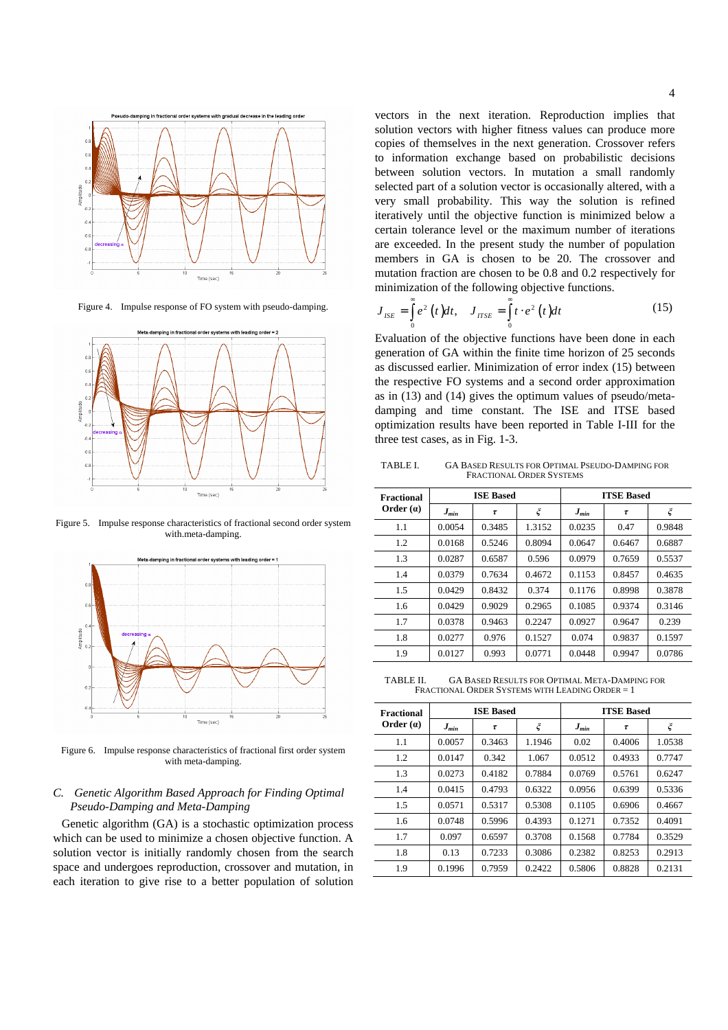Figure 4. Impulse response of FO system with pseudo-damping.

Figure 5. Impulse response characteristics of fractional second order system with.meta-damping.

Figure 6. Impulse response characteristics of fractional first order system with meta-damping.

### C. *Genetic Algorithm Based Approach for Finding Optimal Pseudo-Damping and Meta-Damping*

Genetic algorithm (GA) is a stochastic optimization process which can be used to minimize a chosen objective function. A solution vector is initially randomly chosen from the search space and undergoes reproduction, crossover and mutation, in each iteration to give rise to a better population of solution vectors in the next iteration. Reproduction implies that solution vectors with higher fitness values can produce more copies of themselves in the next generation. Crossover refers to information exchange based on probabilistic decisions between solution vectors. In mutation a small randomly selected part of a solution vector is occasionally altered, with a very small probability. This way the solution is refined iteratively until the objective function is minimized below a certain tolerance level or the maximum number of iterations are exceeded. In the present study the number of population members in GA is chosen to be 20. The crossover and mutation fraction are chosen to be 0.8 and 0.2 respectively for minimization of the following objective functions.

$$J_{ISE} = \int_0^\infty e^2(t)dt, \quad J_{ITSE} = \int_0^\infty t \cdot e^2(t)dt \tag{15}$$

Evaluation of the objective functions have been done in each generation of GA within the finite time horizon of 25 seconds as discussed earlier. Minimization of error index (15) between the respective FO systems and a second order approximation as in (13) and (14) gives the optimum values of pseudo/meta-damping and time constant. The ISE and ITSE based optimization results have been reported in Table I-III for the three test cases, as in Fig. 1-3.

TABLE I. GA BASED RESULTS FOR OPTIMAL PSEUDO-DAMPING FOR FRACTIONAL ORDER SYSTEMS

| Fractional Order ($\alpha$) | ISE Based | | | ITSE Based | | |
|---|---|---|---|---|---|---|
| | $J_{min}$ | $\tau$ | $\xi$ | $J_{min}$ | $\tau$ | $\xi$ |
| 1.1 | 0.0054 | 0.3485 | 1.3152 | 0.0235 | 0.47 | 0.9848 |
| 1.2 | 0.0168 | 0.5246 | 0.8094 | 0.0647 | 0.6467 | 0.6887 |
| 1.3 | 0.0287 | 0.6587 | 0.596 | 0.0979 | 0.7659 | 0.5537 |
| 1.4 | 0.0379 | 0.7634 | 0.4672 | 0.1153 | 0.8457 | 0.4635 |
| 1.5 | 0.0429 | 0.8432 | 0.374 | 0.1176 | 0.8998 | 0.3878 |
| 1.6 | 0.0429 | 0.9029 | 0.2965 | 0.1085 | 0.9374 | 0.3146 |
| 1.7 | 0.0378 | 0.9463 | 0.2247 | 0.0927 | 0.9647 | 0.239 |
| 1.8 | 0.0277 | 0.976 | 0.1527 | 0.074 | 0.9837 | 0.1597 |
| 1.9 | 0.0127 | 0.993 | 0.0771 | 0.0448 | 0.9947 | 0.0786 |

TABLE II. GA BASED RESULTS FOR OPTIMAL META-DAMPING FOR FRACTIONAL ORDER SYSTEMS WITH LEADING ORDER = 1

| Fractional Order ($\alpha$) | ISE Based | | | ITSE Based | | |
|---|---|---|---|---|---|---|
| | $J_{min}$ | $\tau$ | $\xi$ | $J_{min}$ | $\tau$ | $\xi$ |
| 1.1 | 0.0057 | 0.3463 | 1.1946 | 0.02 | 0.4006 | 1.0538 |
| 1.2 | 0.0147 | 0.342 | 1.067 | 0.0512 | 0.4933 | 0.7747 |
| 1.3 | 0.0273 | 0.4182 | 0.7884 | 0.0769 | 0.5761 | 0.6247 |
| 1.4 | 0.0415 | 0.4793 | 0.6322 | 0.0956 | 0.6399 | 0.5336 |
| 1.5 | 0.0571 | 0.5317 | 0.5308 | 0.1105 | 0.6906 | 0.4667 |
| 1.6 | 0.0748 | 0.5996 | 0.4393 | 0.1271 | 0.7352 | 0.4091 |
| 1.7 | 0.097 | 0.6597 | 0.3708 | 0.1568 | 0.7784 | 0.3529 |
| 1.8 | 0.13 | 0.7233 | 0.3086 | 0.2382 | 0.8253 | 0.2913 |
| 1.9 | 0.1996 | 0.7959 | 0.2422 | 0.5806 | 0.8828 | 0.2131 |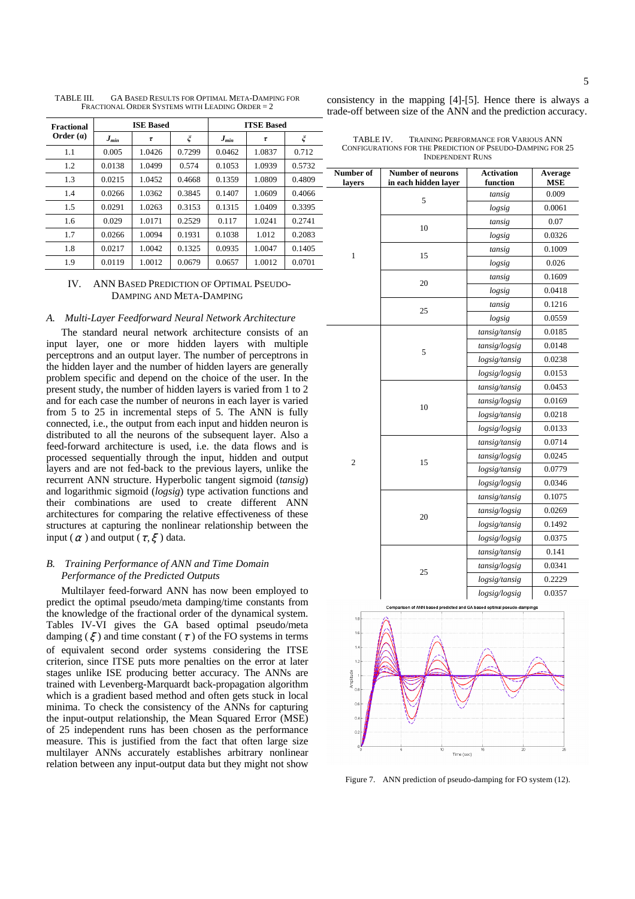TABLE III. GA BASED RESULTS FOR OPTIMAL META-DAMPING FOR FRACTIONAL ORDER SYSTEMS WITH LEADING ORDER = 2

| Fractional Order (α) | ISE Based | | | ITSE Based | | |
|---|---|---|---|---|---|---|
| | $J_{min}$ | $\tau$ | $\xi$ | $J_{min}$ | $\tau$ | $\xi$ |
| 1.1 | 0.005 | 1.0426 | 0.7299 | 0.0462 | 1.0837 | 0.712 |
| 1.2 | 0.0138 | 1.0499 | 0.574 | 0.1053 | 1.0939 | 0.5732 |
| 1.3 | 0.0215 | 1.0452 | 0.4668 | 0.1359 | 1.0809 | 0.4809 |
| 1.4 | 0.0266 | 1.0362 | 0.3845 | 0.1407 | 1.0609 | 0.4066 |
| 1.5 | 0.0291 | 1.0263 | 0.3153 | 0.1315 | 1.0409 | 0.3395 |
| 1.6 | 0.029 | 1.0171 | 0.2529 | 0.117 | 1.0241 | 0.2741 |
| 1.7 | 0.0266 | 1.0094 | 0.1931 | 0.1038 | 1.012 | 0.2083 |
| 1.8 | 0.0217 | 1.0042 | 0.1325 | 0.0935 | 1.0047 | 0.1405 |
| 1.9 | 0.0119 | 1.0012 | 0.0679 | 0.0657 | 1.0012 | 0.0701 |

## IV. ANN BASED PREDICTION OF OPTIMAL PSEUDO-DAMPING AND META-DAMPING

### A. Multi-Layer Feedforward Neural Network Architecture

The standard neural network architecture consists of an input layer, one or more hidden layers with multiple perceptrons and an output layer. The number of perceptrons in the hidden layer and the number of hidden layers are generally problem specific and depend on the choice of the user. In the present study, the number of hidden layers is varied from 1 to 2 and for each case the number of neurons in each layer is varied from 5 to 25 in incremental steps of 5. The ANN is fully connected, i.e., the output from each input and hidden neuron is distributed to all the neurons of the subsequent layer. Also a feed-forward architecture is used, i.e. the data flows and is processed sequentially through the input, hidden and output layers and are not fed-back to the previous layers, unlike the recurrent ANN structure. Hyperbolic tangent sigmoid (*tansig*) and logarithmic sigmoid (*logsig*) type activation functions and their combinations are used to create different ANN architectures for comparing the relative effectiveness of these structures at capturing the nonlinear relationship between the input ($\alpha$) and output ($\tau, \xi$) data.

### B. Training Performance of ANN and Time Domain Performance of the Predicted Outputs

Multilayer feed-forward ANN has now been employed to predict the optimal pseudo/meta damping/time constants from the knowledge of the fractional order of the dynamical system. Tables IV-VI gives the GA based optimal pseudo/meta damping ($\xi$) and time constant ($\tau$) of the FO systems in terms of equivalent second order systems considering the ITSE criterion, since ITSE puts more penalties on the error at later stages unlike ISE producing better accuracy. The ANNs are trained with Levenberg-Marquardt back-propagation algorithm which is a gradient based method and often gets stuck in local minima. To check the consistency of the ANNs for capturing the input-output relationship, the Mean Squared Error (MSE) of 25 independent runs has been chosen as the performance measure. This is justified from the fact that often large size multilayer ANNs accurately establishes arbitrary nonlinear relation between any input-output data but they might not show consistency in the mapping [4]-[5]. Hence there is always a trade-off between size of the ANN and the prediction accuracy.

TABLE IV. TRAINING PERFORMANCE FOR VARIOUS ANN CONFIGURATIONS FOR THE PREDICTION OF PSEUDO-DAMPING FOR 25 INDEPENDENT RUNS

| Number of layers | Number of neurons in each hidden layer | Activation function | Average MSE |
|---|---|---|---|
| 1 | 5 | *tansig* | 0.009 |
| | | *logsig* | 0.0061 |
| | 10 | *tansig* | 0.07 |
| | | *logsig* | 0.0326 |
| | 15 | *tansig* | 0.1009 |
| | | *logsig* | 0.026 |
| | 20 | *tansig* | 0.1609 |
| | | *logsig* | 0.0418 |
| | 25 | *tansig* | 0.1216 |
| | | *logsig* | 0.0559 |
| 2 | 5 | *tansig/tansig* | 0.0185 |
| | | *tansig/logsig* | 0.0148 |
| | | *logsig/tansig* | 0.0238 |
| | | *logsig/logsig* | 0.0153 |
| | 10 | *tansig/tansig* | 0.0453 |
| | | *tansig/logsig* | 0.0169 |
| | | *logsig/tansig* | 0.0218 |
| | | *logsig/logsig* | 0.0133 |
| | 15 | *tansig/tansig* | 0.0714 |
| | | *tansig/logsig* | 0.0245 |
| | | *logsig/tansig* | 0.0779 |
| | | *logsig/logsig* | 0.0346 |
| | 20 | *tansig/tansig* | 0.1075 |
| | | *tansig/logsig* | 0.0269 |
| | | *logsig/tansig* | 0.1492 |
| | | *logsig/logsig* | 0.0375 |
| | 25 | *tansig/tansig* | 0.141 |
| | | *tansig/logsig* | 0.0341 |
| | | *logsig/tansig* | 0.2229 |
| | | *logsig/logsig* | 0.0357 |

Figure 7. ANN prediction of pseudo-damping for FO system (12).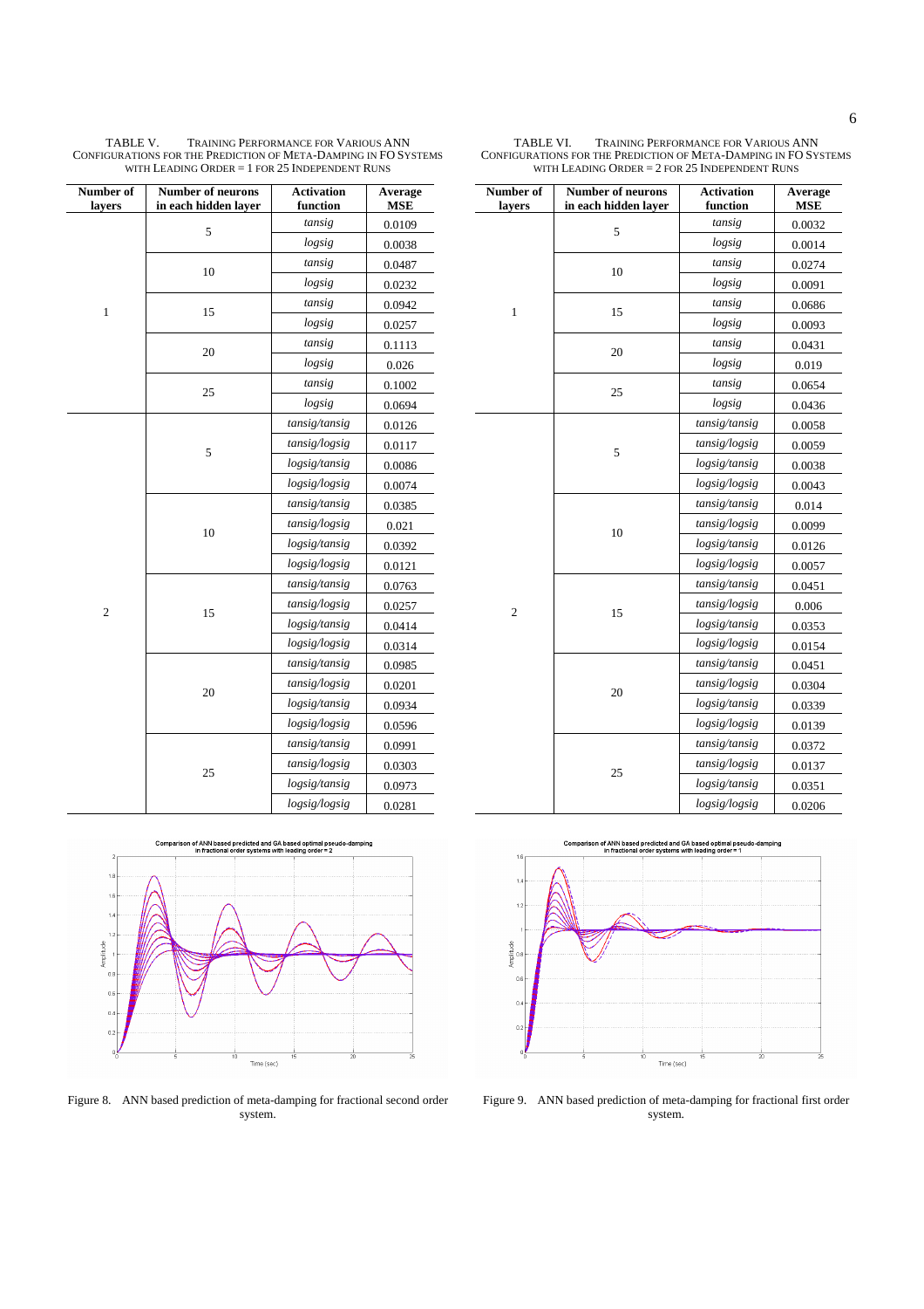TABLE V. TRAINING PERFORMANCE FOR VARIOUS ANN CONFIGURATIONS FOR THE PREDICTION OF META-DAMPING IN FO SYSTEMS WITH LEADING ORDER = 1 FOR 25 INDEPENDENT RUNS

| Number of layers | Number of neurons in each hidden layer | Activation function | Average MSE |
|---|---|---|---|
| 1 | 5 | *tansig* | 0.0109 |
| | | *logsig* | 0.0038 |
| | 10 | *tansig* | 0.0487 |
| | | *logsig* | 0.0232 |
| | 15 | *tansig* | 0.0942 |
| | | *logsig* | 0.0257 |
| | 20 | *tansig* | 0.1113 |
| | | *logsig* | 0.026 |
| | 25 | *tansig* | 0.1002 |
| | | *logsig* | 0.0694 |
| 2 | 5 | *tansig/tansig* | 0.0126 |
| | | *tansig/logsig* | 0.0117 |
| | | *logsig/tansig* | 0.0086 |
| | | *logsig/logsig* | 0.0074 |
| | 10 | *tansig/tansig* | 0.0385 |
| | | *tansig/logsig* | 0.021 |
| | | *logsig/tansig* | 0.0392 |
| | | *logsig/logsig* | 0.0121 |
| | 15 | *tansig/tansig* | 0.0763 |
| | | *tansig/logsig* | 0.0257 |
| | | *logsig/tansig* | 0.0414 |
| | | *logsig/logsig* | 0.0314 |
| | 20 | *tansig/tansig* | 0.0985 |
| | | *tansig/logsig* | 0.0201 |
| | | *logsig/tansig* | 0.0934 |
| | | *logsig/logsig* | 0.0596 |
| | 25 | *tansig/tansig* | 0.0991 |
| | | *tansig/logsig* | 0.0303 |
| | | *logsig/tansig* | 0.0973 |
| | | *logsig/logsig* | 0.0281 |

TABLE VI. TRAINING PERFORMANCE FOR VARIOUS ANN CONFIGURATIONS FOR THE PREDICTION OF META-DAMPING IN FO SYSTEMS WITH LEADING ORDER = 2 FOR 25 INDEPENDENT RUNS

| Number of layers | Number of neurons in each hidden layer | Activation function | Average MSE |
|---|---|---|---|
| 1 | 5 | *tansig* | 0.0032 |
| | | *logsig* | 0.0014 |
| | 10 | *tansig* | 0.0274 |
| | | *logsig* | 0.0091 |
| | 15 | *tansig* | 0.0686 |
| | | *logsig* | 0.0093 |
| | 20 | *tansig* | 0.0431 |
| | | *logsig* | 0.019 |
| | 25 | *tansig* | 0.0654 |
| | | *logsig* | 0.0436 |
| 2 | 5 | *tansig/tansig* | 0.0058 |
| | | *tansig/logsig* | 0.0059 |
| | | *logsig/tansig* | 0.0038 |
| | | *logsig/logsig* | 0.0043 |
| | 10 | *tansig/tansig* | 0.014 |
| | | *tansig/logsig* | 0.0099 |
| | | *logsig/tansig* | 0.0126 |
| | | *logsig/logsig* | 0.0057 |
| | 15 | *tansig/tansig* | 0.0451 |
| | | *tansig/logsig* | 0.006 |
| | | *logsig/tansig* | 0.0353 |
| | | *logsig/logsig* | 0.0154 |
| | 20 | *tansig/tansig* | 0.0451 |
| | | *tansig/logsig* | 0.0304 |
| | | *logsig/tansig* | 0.0339 |
| | | *logsig/logsig* | 0.0139 |
| | 25 | *tansig/tansig* | 0.0372 |
| | | *tansig/logsig* | 0.0137 |
| | | *logsig/tansig* | 0.0351 |
| | | *logsig/logsig* | 0.0206 |

Figure 8. ANN based prediction of meta-damping for fractional second order system.

Figure 9. ANN based prediction of meta-damping for fractional first order system.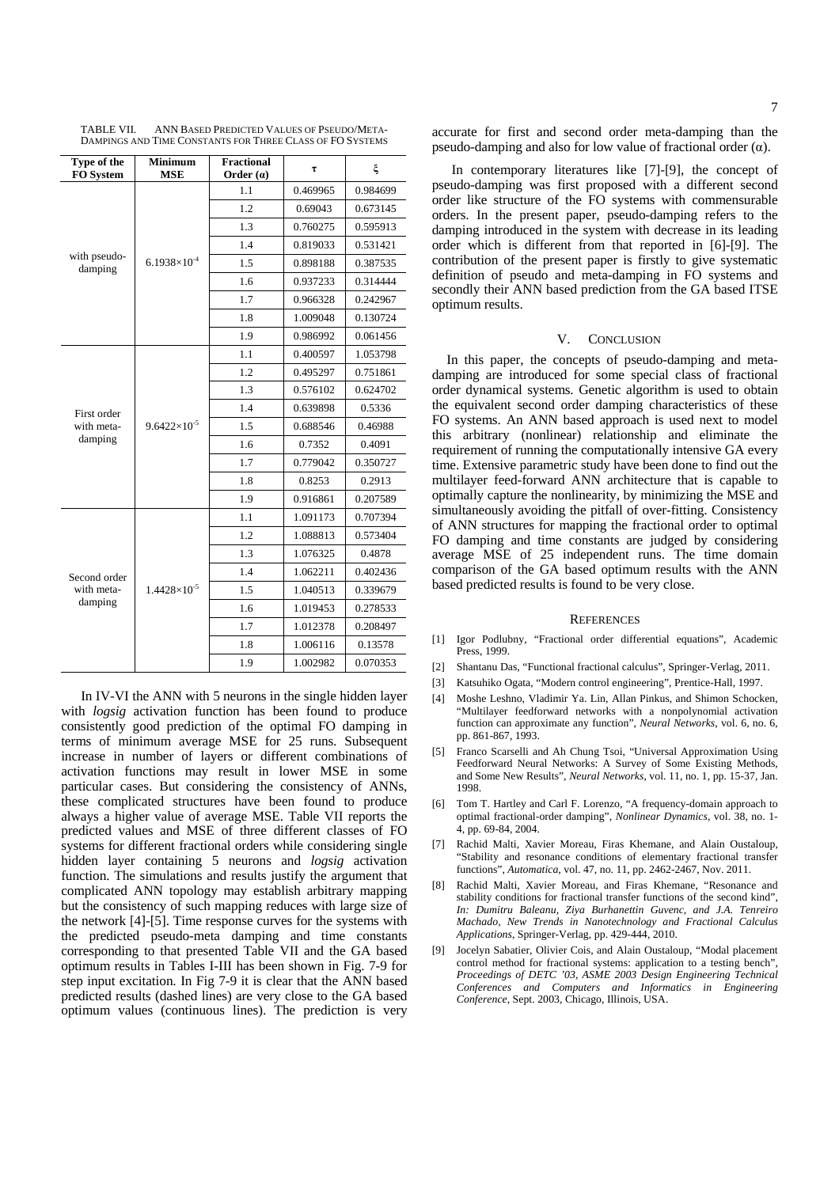TABLE VII. ANN BASED PREDICTED VALUES OF PSEUDO/META-DAMPINGS AND TIME CONSTANTS FOR THREE CLASS OF FO SYSTEMS

| Type of the FO System | Minimum MSE | Fractional Order (α) | τ | ξ |
|---|---|---|---|---|
| with pseudo-damping | $6.1938\times10^{-4}$ | 1.1 | 0.469965 | 0.984699 |
| | | 1.2 | 0.69043 | 0.673145 |
| | | 1.3 | 0.760275 | 0.595913 |
| | | 1.4 | 0.819033 | 0.531421 |
| | | 1.5 | 0.898188 | 0.387535 |
| | | 1.6 | 0.937233 | 0.314444 |
| | | 1.7 | 0.966328 | 0.242967 |
| | | 1.8 | 1.009048 | 0.130724 |
| | | 1.9 | 0.986992 | 0.061456 |
| First order with meta-damping | $9.6422\times10^{-5}$ | 1.1 | 0.400597 | 1.053798 |
| | | 1.2 | 0.495297 | 0.751861 |
| | | 1.3 | 0.576102 | 0.624702 |
| | | 1.4 | 0.639898 | 0.5336 |
| | | 1.5 | 0.688546 | 0.46988 |
| | | 1.6 | 0.7352 | 0.4091 |
| | | 1.7 | 0.779042 | 0.350727 |
| | | 1.8 | 0.8253 | 0.2913 |
| | | 1.9 | 0.916861 | 0.207589 |
| Second order with meta-damping | $1.4428\times10^{-5}$ | 1.1 | 1.091173 | 0.707394 |
| | | 1.2 | 1.088813 | 0.573404 |
| | | 1.3 | 1.076325 | 0.4878 |
| | | 1.4 | 1.062211 | 0.402436 |
| | | 1.5 | 1.040513 | 0.339679 |
| | | 1.6 | 1.019453 | 0.278533 |
| | | 1.7 | 1.012378 | 0.208497 |
| | | 1.8 | 1.006116 | 0.13578 |
| | | 1.9 | 1.002982 | 0.070353 |

In IV-VI the ANN with 5 neurons in the single hidden layer with *logsig* activation function has been found to produce consistently good prediction of the optimal FO damping in terms of minimum average MSE for 25 runs. Subsequent increase in number of layers or different combinations of activation functions may result in lower MSE in some particular cases. But considering the consistency of ANNs, these complicated structures have been found to produce always a higher value of average MSE. Table VII reports the predicted values and MSE of three different classes of FO systems for different fractional orders while considering single hidden layer containing 5 neurons and *logsig* activation function. The simulations and results justify the argument that complicated ANN topology may establish arbitrary mapping but the consistency of such mapping reduces with large size of the network [4]-[5]. Time response curves for the systems with the predicted pseudo-meta damping and time constants corresponding to that presented Table VII and the GA based optimum results in Tables I-III has been shown in Fig. 7-9 for step input excitation. In Fig 7-9 it is clear that the ANN based predicted results (dashed lines) are very close to the GA based optimum values (continuous lines). The prediction is very accurate for first and second order meta-damping than the pseudo-damping and also for low value of fractional order (α).

In contemporary literatures like [7]-[9], the concept of pseudo-damping was first proposed with a different second order like structure of the FO systems with commensurable orders. In the present paper, pseudo-damping refers to the damping introduced in the system with decrease in its leading order which is different from that reported in [6]-[9]. The contribution of the present paper is firstly to give systematic definition of pseudo and meta-damping in FO systems and secondly their ANN based prediction from the GA based ITSE optimum results.

## V. Conclusion

In this paper, the concepts of pseudo-damping and meta-damping are introduced for some special class of fractional order dynamical systems. Genetic algorithm is used to obtain the equivalent second order damping characteristics of these FO systems. An ANN based approach is used next to model this arbitrary (nonlinear) relationship and eliminate the requirement of running the computationally intensive GA every time. Extensive parametric study have been done to find out the multilayer feed-forward ANN architecture that is capable to optimally capture the nonlinearity, by minimizing the MSE and simultaneously avoiding the pitfall of over-fitting. Consistency of ANN structures for mapping the fractional order to optimal FO damping and time constants are judged by considering average MSE of 25 independent runs. The time domain comparison of the GA based optimum results with the ANN based predicted results is found to be very close.

## References

[1] Igor Podlubny, "Fractional order differential equations", Academic Press, 1999.

[2] Shantanu Das, "Functional fractional calculus", Springer-Verlag, 2011.

[3] Katsuhiko Ogata, "Modern control engineering", Prentice-Hall, 1997.

[4] Moshe Leshno, Vladimir Ya. Lin, Allan Pinkus, and Shimon Schocken, "Multilayer feedforward networks with a nonpolynomial activation function can approximate any function", *Neural Networks*, vol. 6, no. 6, pp. 861-867, 1993.

[5] Franco Scarselli and Ah Chung Tsoi, "Universal Approximation Using Feedforward Neural Networks: A Survey of Some Existing Methods, and Some New Results", *Neural Networks*, vol. 11, no. 1, pp. 15-37, Jan. 1998.

[6] Tom T. Hartley and Carl F. Lorenzo, "A frequency-domain approach to optimal fractional-order damping", *Nonlinear Dynamics*, vol. 38, no. 1-4, pp. 69-84, 2004.

[7] Rachid Malti, Xavier Moreau, Firas Khemane, and Alain Oustaloup, "Stability and resonance conditions of elementary fractional transfer functions", *Automatica*, vol. 47, no. 11, pp. 2462-2467, Nov. 2011.

[8] Rachid Malti, Xavier Moreau, and Firas Khemane, "Resonance and stability conditions for fractional transfer functions of the second kind", *In: Dumitru Baleanu, Ziya Burhanettin Guvenc, and J.A. Tenreiro Machado, New Trends in Nanotechnology and Fractional Calculus Applications*, Springer-Verlag, pp. 429-444, 2010.

[9] Jocelyn Sabatier, Olivier Cois, and Alain Oustaloup, "Modal placement control method for fractional systems: application to a testing bench", *Proceedings of DETC '03, ASME 2003 Design Engineering Technical Conferences and Computers and Informatics in Engineering Conference*, Sept. 2003, Chicago, Illinois, USA.